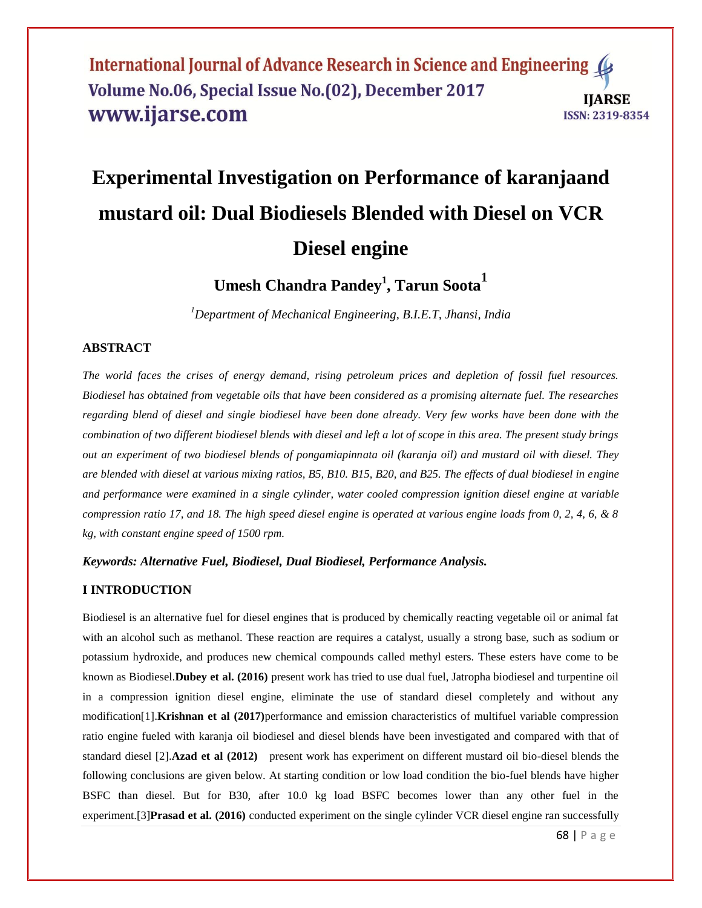# Experimental Investigation on Performance of karanjaand mustard oil: Dual Biodiesels Blended with Diesel on VCR Diesel engine

**Umesh Chandra Pandey[1], Tarun Soota[1]**

*[1]Department of Mechanical Engineering, B.I.E.T, Jhansi, India*

## ABSTRACT

*The world faces the crises of energy demand, rising petroleum prices and depletion of fossil fuel resources. Biodiesel has obtained from vegetable oils that have been considered as a promising alternate fuel. The researches regarding blend of diesel and single biodiesel have been done already. Very few works have been done with the combination of two different biodiesel blends with diesel and left a lot of scope in this area. The present study brings out an experiment of two biodiesel blends of pongamiapinnata oil (karanja oil) and mustard oil with diesel. They are blended with diesel at various mixing ratios, B5, B10. B15, B20, and B25. The effects of dual biodiesel in engine and performance were examined in a single cylinder, water cooled compression ignition diesel engine at variable compression ratio 17, and 18. The high speed diesel engine is operated at various engine loads from 0, 2, 4, 6, & 8 kg, with constant engine speed of 1500 rpm.*

***Keywords: Alternative Fuel, Biodiesel, Dual Biodiesel, Performance Analysis.***

## I INTRODUCTION

Biodiesel is an alternative fuel for diesel engines that is produced by chemically reacting vegetable oil or animal fat with an alcohol such as methanol. These reaction are requires a catalyst, usually a strong base, such as sodium or potassium hydroxide, and produces new chemical compounds called methyl esters. These esters have come to be known as Biodiesel.**Dubey et al. (2016)** present work has tried to use dual fuel, Jatropha biodiesel and turpentine oil in a compression ignition diesel engine, eliminate the use of standard diesel completely and without any modification[1].**Krishnan et al (2017)**performance and emission characteristics of multifuel variable compression ratio engine fueled with karanja oil biodiesel and diesel blends have been investigated and compared with that of standard diesel [2].**Azad et al (2012)** present work has experiment on different mustard oil bio-diesel blends the following conclusions are given below. At starting condition or low load condition the bio-fuel blends have higher BSFC than diesel. But for B30, after 10.0 kg load BSFC becomes lower than any other fuel in the experiment.[3]**Prasad et al. (2016)** conducted experiment on the single cylinder VCR diesel engine ran successfully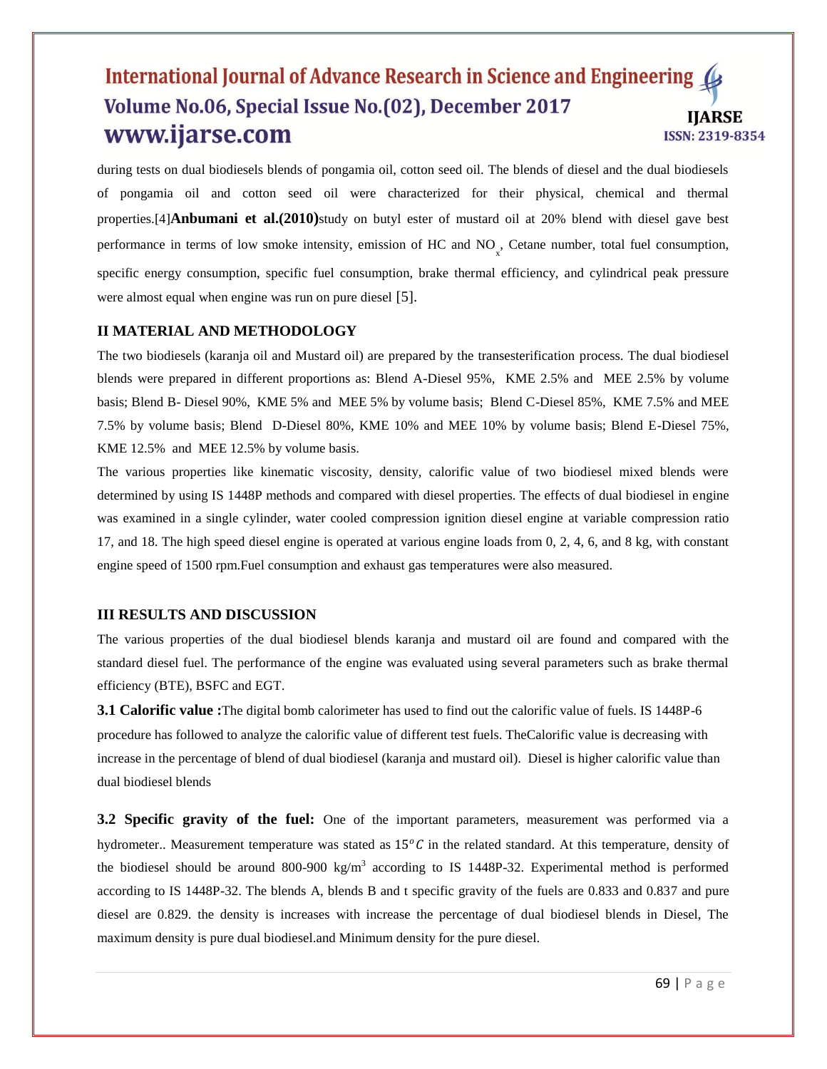during tests on dual biodiesels blends of pongamia oil, cotton seed oil. The blends of diesel and the dual biodiesels of pongamia oil and cotton seed oil were characterized for their physical, chemical and thermal properties.[4]**Anbumani et al.(2010)**study on butyl ester of mustard oil at 20% blend with diesel gave best performance in terms of low smoke intensity, emission of HC and $NO_x$, Cetane number, total fuel consumption, specific energy consumption, specific fuel consumption, brake thermal efficiency, and cylindrical peak pressure were almost equal when engine was run on pure diesel [5].

## II MATERIAL AND METHODOLOGY

The two biodiesels (karanja oil and Mustard oil) are prepared by the transesterification process. The dual biodiesel blends were prepared in different proportions as: Blend A-Diesel 95%, KME 2.5% and MEE 2.5% by volume basis; Blend B- Diesel 90%, KME 5% and MEE 5% by volume basis; Blend C-Diesel 85%, KME 7.5% and MEE 7.5% by volume basis; Blend D-Diesel 80%, KME 10% and MEE 10% by volume basis; Blend E-Diesel 75%, KME 12.5% and MEE 12.5% by volume basis.

The various properties like kinematic viscosity, density, calorific value of two biodiesel mixed blends were determined by using IS 1448P methods and compared with diesel properties. The effects of dual biodiesel in engine was examined in a single cylinder, water cooled compression ignition diesel engine at variable compression ratio 17, and 18. The high speed diesel engine is operated at various engine loads from 0, 2, 4, 6, and 8 kg, with constant engine speed of 1500 rpm.Fuel consumption and exhaust gas temperatures were also measured.

## III RESULTS AND DISCUSSION

The various properties of the dual biodiesel blends karanja and mustard oil are found and compared with the standard diesel fuel. The performance of the engine was evaluated using several parameters such as brake thermal efficiency (BTE), BSFC and EGT.

**3.1 Calorific value :**The digital bomb calorimeter has used to find out the calorific value of fuels. IS 1448P-6 procedure has followed to analyze the calorific value of different test fuels. TheCalorific value is decreasing with increase in the percentage of blend of dual biodiesel (karanja and mustard oil). Diesel is higher calorific value than dual biodiesel blends

**3.2 Specific gravity of the fuel:** One of the important parameters, measurement was performed via a hydrometer.. Measurement temperature was stated as $15^oC$ in the related standard. At this temperature, density of the biodiesel should be around 800-900 kg/m$^3$ according to IS 1448P-32. Experimental method is performed according to IS 1448P-32. The blends A, blends B and t specific gravity of the fuels are 0.833 and 0.837 and pure diesel are 0.829. the density is increases with increase the percentage of dual biodiesel blends in Diesel, The maximum density is pure dual biodiesel.and Minimum density for the pure diesel.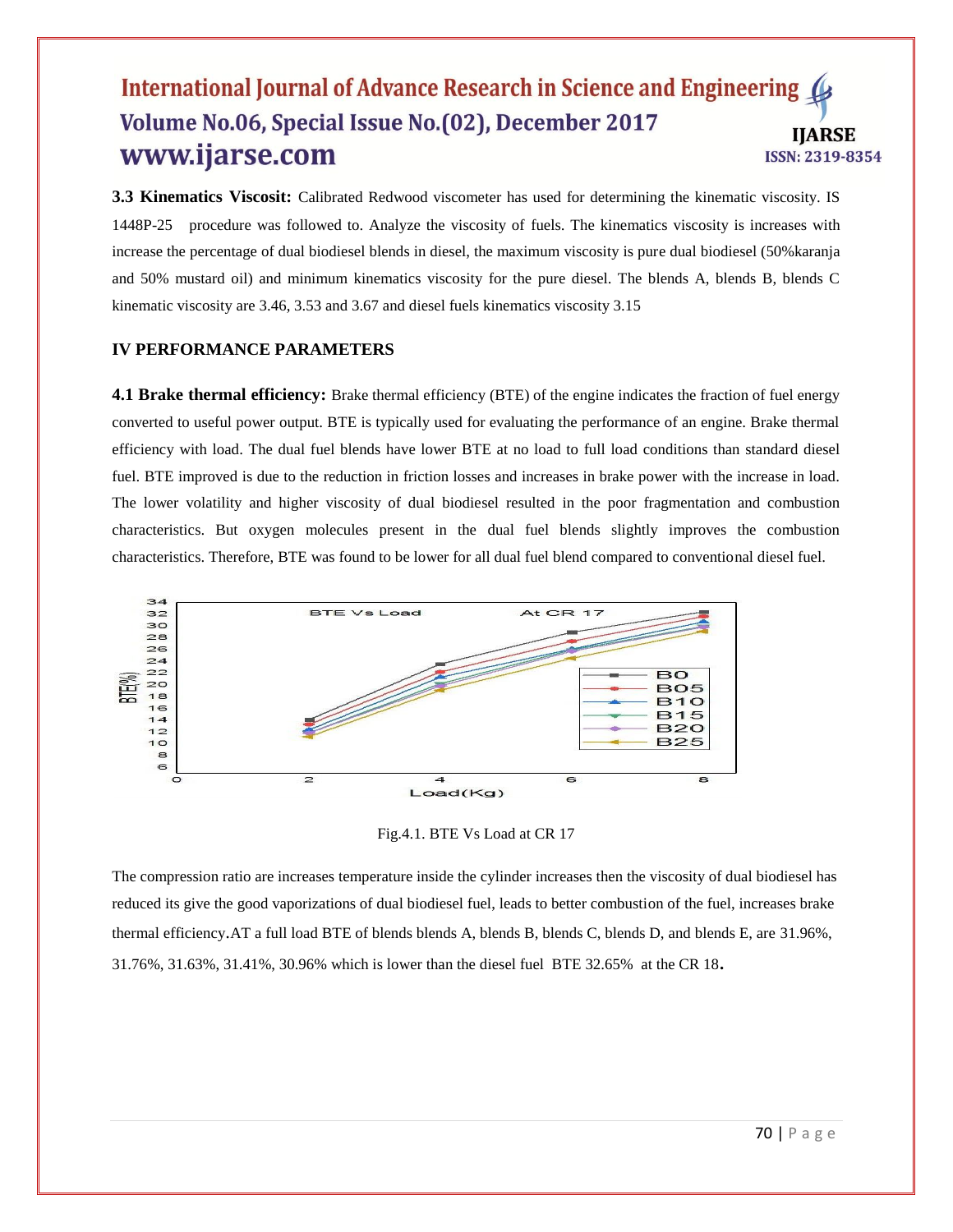**3.3 Kinematics Viscosit:** Calibrated Redwood viscometer has used for determining the kinematic viscosity. IS 1448P-25 procedure was followed to. Analyze the viscosity of fuels. The kinematics viscosity is increases with increase the percentage of dual biodiesel blends in diesel, the maximum viscosity is pure dual biodiesel (50%karanja and 50% mustard oil) and minimum kinematics viscosity for the pure diesel. The blends A, blends B, blends C kinematic viscosity are 3.46, 3.53 and 3.67 and diesel fuels kinematics viscosity 3.15

## IV PERFORMANCE PARAMETERS

**4.1 Brake thermal efficiency:** Brake thermal efficiency (BTE) of the engine indicates the fraction of fuel energy converted to useful power output. BTE is typically used for evaluating the performance of an engine. Brake thermal efficiency with load. The dual fuel blends have lower BTE at no load to full load conditions than standard diesel fuel. BTE improved is due to the reduction in friction losses and increases in brake power with the increase in load. The lower volatility and higher viscosity of dual biodiesel resulted in the poor fragmentation and combustion characteristics. But oxygen molecules present in the dual fuel blends slightly improves the combustion characteristics. Therefore, BTE was found to be lower for all dual fuel blend compared to conventional diesel fuel.

Fig.4.1. BTE Vs Load at CR 17

The compression ratio are increases temperature inside the cylinder increases then the viscosity of dual biodiesel has reduced its give the good vaporizations of dual biodiesel fuel, leads to better combustion of the fuel, increases brake thermal efficiency.AT a full load BTE of blends blends A, blends B, blends C, blends D, and blends E, are 31.96%, 31.76%, 31.63%, 31.41%, 30.96% which is lower than the diesel fuel BTE 32.65% at the CR 18.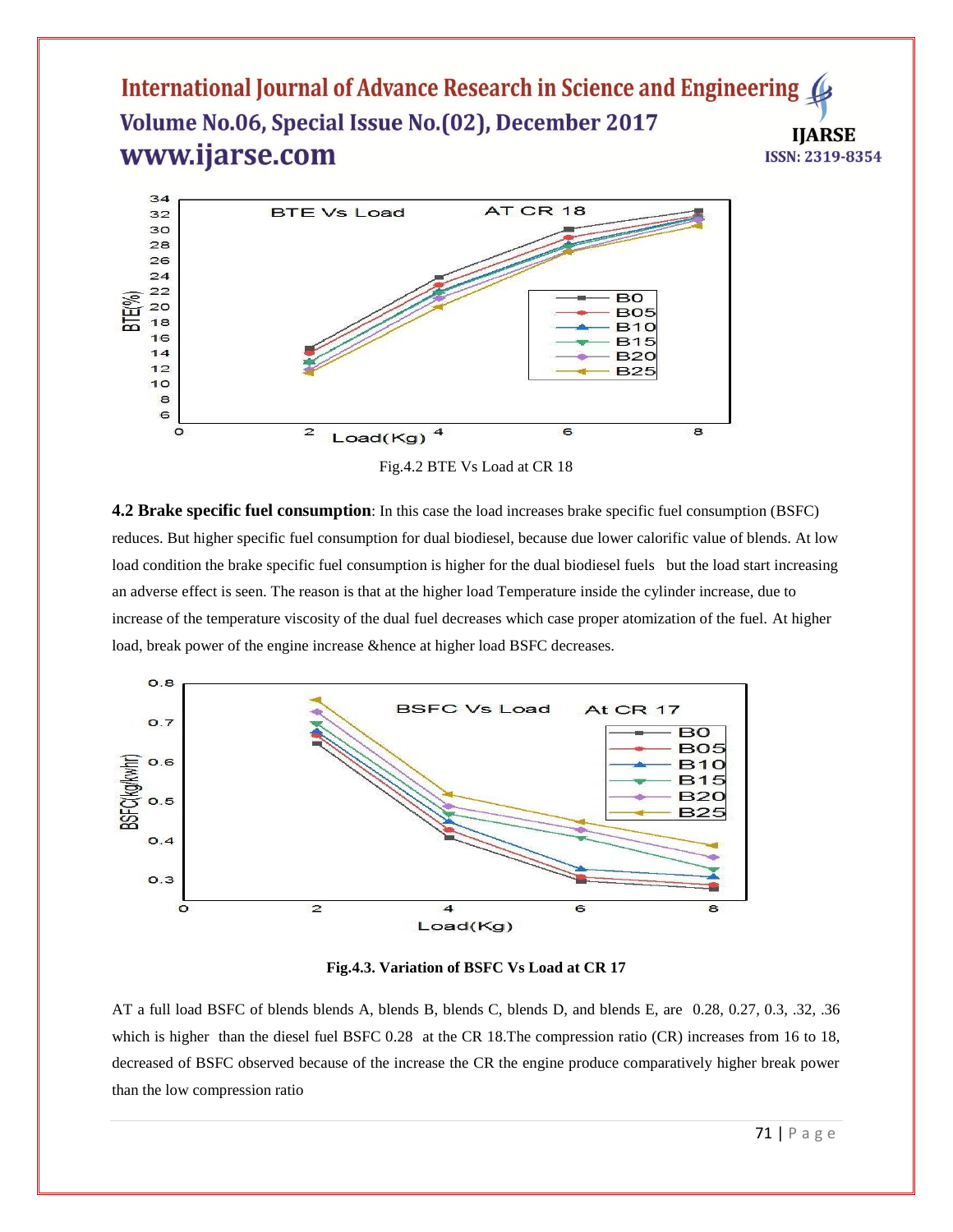Fig.4.2 BTE Vs Load at CR 18

**4.2 Brake specific fuel consumption**: In this case the load increases brake specific fuel consumption (BSFC) reduces. But higher specific fuel consumption for dual biodiesel, because due lower calorific value of blends. At low load condition the brake specific fuel consumption is higher for the dual biodiesel fuels but the load start increasing an adverse effect is seen. The reason is that at the higher load Temperature inside the cylinder increase, due to increase of the temperature viscosity of the dual fuel decreases which case proper atomization of the fuel. At higher load, break power of the engine increase &hence at higher load BSFC decreases.

**Fig.4.3. Variation of BSFC Vs Load at CR 17**

AT a full load BSFC of blends blends A, blends B, blends C, blends D, and blends E, are 0.28, 0.27, 0.3, .32, .36 which is higher than the diesel fuel BSFC 0.28 at the CR 18.The compression ratio (CR) increases from 16 to 18, decreased of BSFC observed because of the increase the CR the engine produce comparatively higher break power than the low compression ratio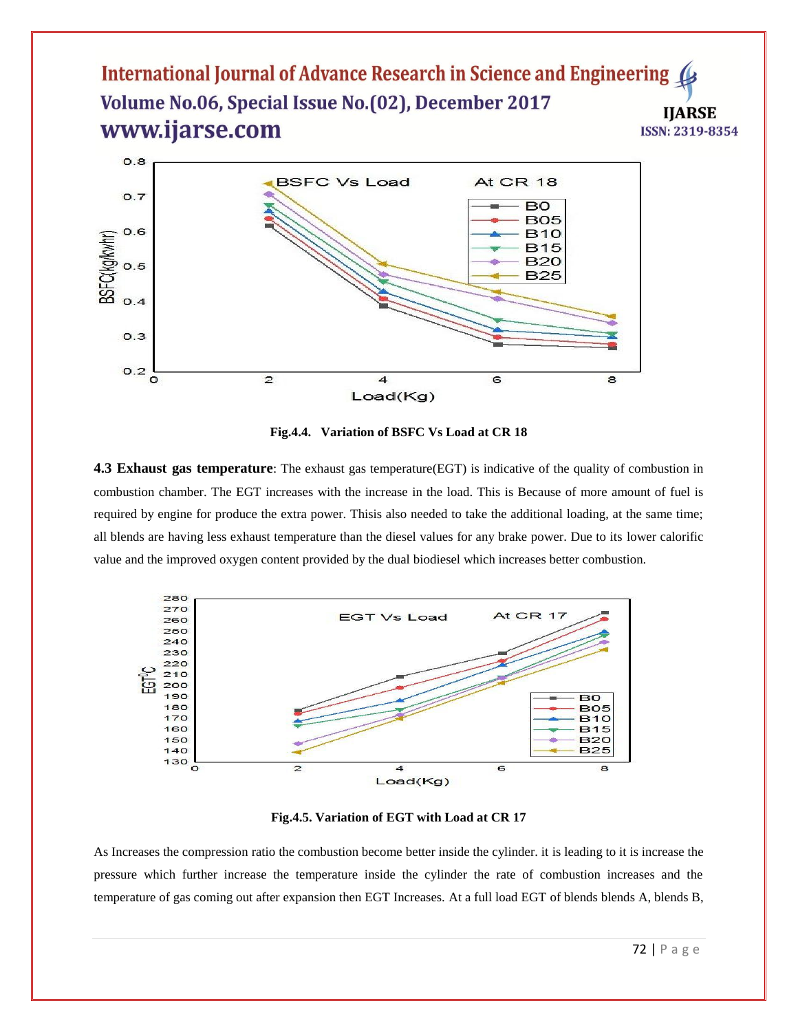Fig.4.4. Variation of BSFC Vs Load at CR 18

**4.3 Exhaust gas temperature**: The exhaust gas temperature(EGT) is indicative of the quality of combustion in combustion chamber. The EGT increases with the increase in the load. This is Because of more amount of fuel is required by engine for produce the extra power. Thisis also needed to take the additional loading, at the same time; all blends are having less exhaust temperature than the diesel values for any brake power. Due to its lower calorific value and the improved oxygen content provided by the dual biodiesel which increases better combustion.

Fig.4.5. Variation of EGT with Load at CR 17

As Increases the compression ratio the combustion become better inside the cylinder. it is leading to it is increase the pressure which further increase the temperature inside the cylinder the rate of combustion increases and the temperature of gas coming out after expansion then EGT Increases. At a full load EGT of blends blends A, blends B,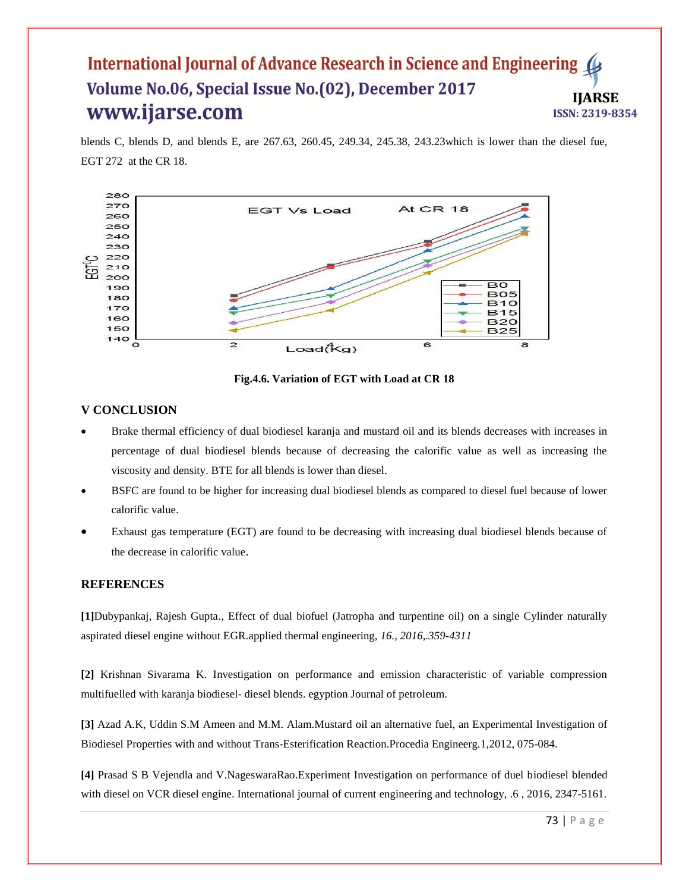blends C, blends D, and blends E, are 267.63, 260.45, 249.34, 245.38, 243.23which is lower than the diesel fue, EGT 272 at the CR 18.

**Fig.4.6. Variation of EGT with Load at CR 18**

## V CONCLUSION

- Brake thermal efficiency of dual biodiesel karanja and mustard oil and its blends decreases with increases in percentage of dual biodiesel blends because of decreasing the calorific value as well as increasing the viscosity and density. BTE for all blends is lower than diesel.
- BSFC are found to be higher for increasing dual biodiesel blends as compared to diesel fuel because of lower calorific value.
- Exhaust gas temperature (EGT) are found to be decreasing with increasing dual biodiesel blends because of the decrease in calorific value.

## REFERENCES

**[1]**Dubypankaj, Rajesh Gupta., Effect of dual biofuel (Jatropha and turpentine oil) on a single Cylinder naturally aspirated diesel engine without EGR.applied thermal engineering, *16., 2016,.359-4311*

**[2]** Krishnan Sivarama K. Investigation on performance and emission characteristic of variable compression multifuelled with karanja biodiesel- diesel blends. egyption Journal of petroleum.

**[3]** Azad A.K, Uddin S.M Ameen and M.M. Alam.Mustard oil an alternative fuel, an Experimental Investigation of Biodiesel Properties with and without Trans-Esterification Reaction.Procedia Engineerg.1,2012, 075-084.

**[4]** Prasad S B Vejendla and V.NageswaraRao.Experiment Investigation on performance of duel biodiesel blended with diesel on VCR diesel engine. International journal of current engineering and technology, .6 , 2016, 2347-5161.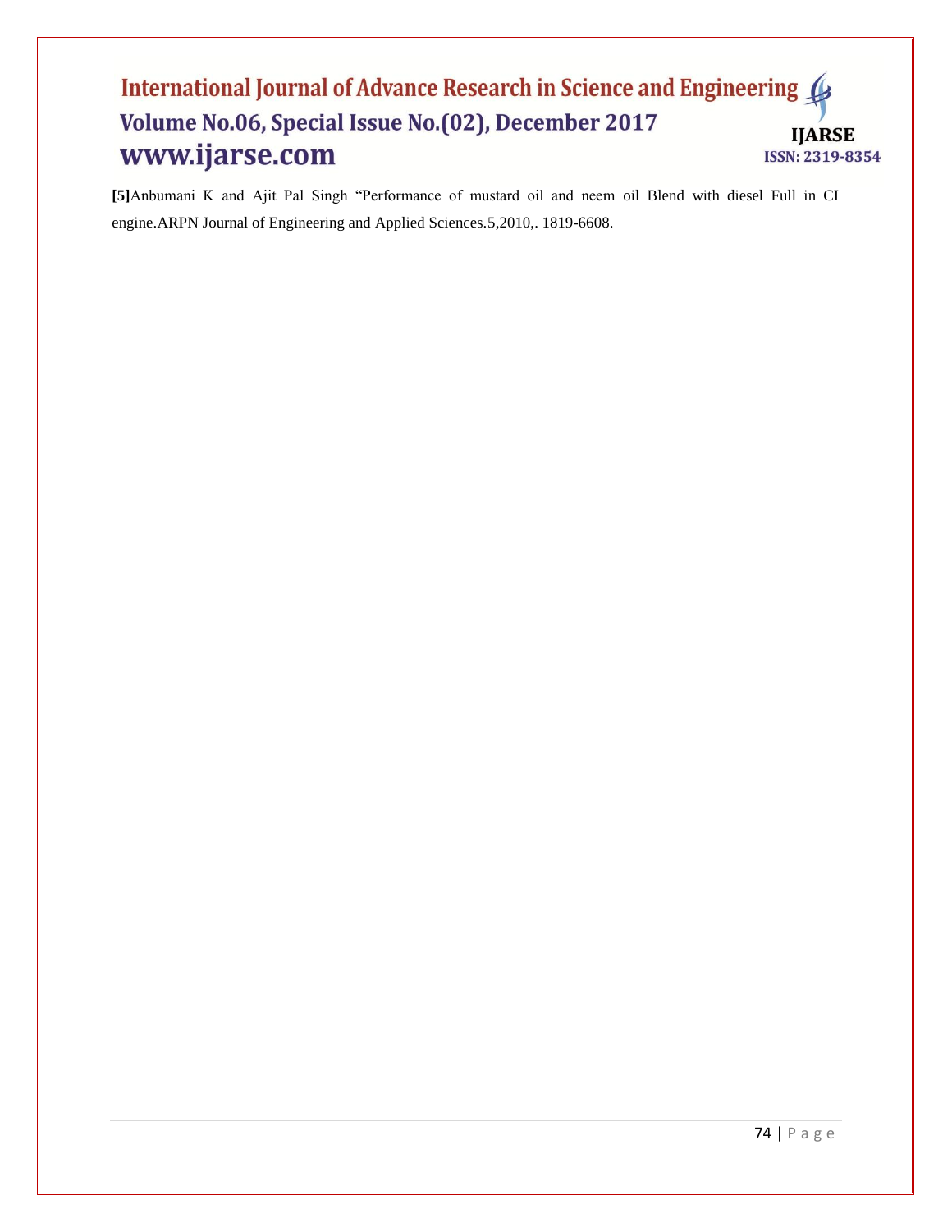**[5]**Anbumani K and Ajit Pal Singh "Performance of mustard oil and neem oil Blend with diesel Full in CI engine.ARPN Journal of Engineering and Applied Sciences.5,2010,. 1819-6608.